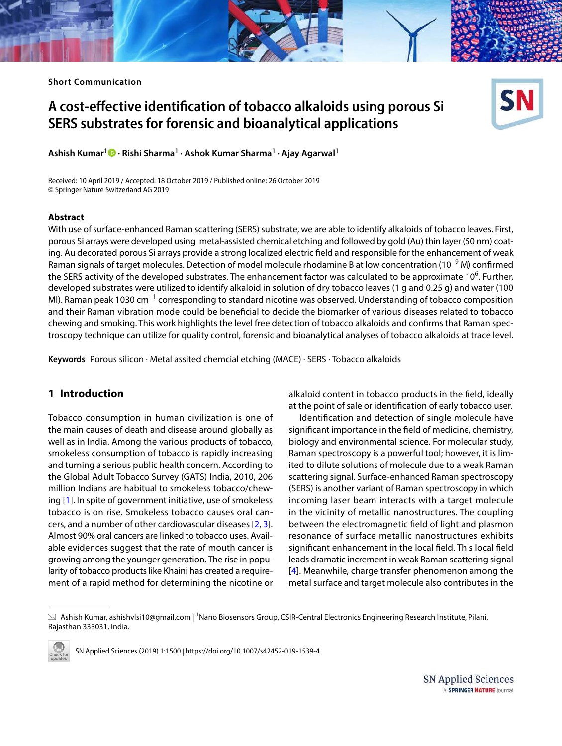Short Communication

# A cost-effective identification of tobacco alkaloids using porous Si SERS substrates for forensic and bioanalytical applications

**Ashish Kumar[1] · Rishi Sharma[1] · Ashok Kumar Sharma[1] · Ajay Agarwal[1]**

Received: 10 April 2019 / Accepted: 18 October 2019 / Published online: 26 October 2019
© Springer Nature Switzerland AG 2019

## Abstract

With use of surface-enhanced Raman scattering (SERS) substrate, we are able to identify alkaloids of tobacco leaves. First, porous Si arrays were developed using metal-assisted chemical etching and followed by gold (Au) thin layer (50 nm) coating. Au decorated porous Si arrays provide a strong localized electric field and responsible for the enhancement of weak Raman signals of target molecules. Detection of model molecule rhodamine B at low concentration ($10^{-9}$ M) confirmed the SERS activity of the developed substrates. The enhancement factor was calculated to be approximate $10^6$. Further, developed substrates were utilized to identify alkaloid in solution of dry tobacco leaves (1 g and 0.25 g) and water (100 Ml). Raman peak 1030 $cm^{-1}$ corresponding to standard nicotine was observed. Understanding of tobacco composition and their Raman vibration mode could be beneficial to decide the biomarker of various diseases related to tobacco chewing and smoking. This work highlights the level free detection of tobacco alkaloids and confirms that Raman spectroscopy technique can utilize for quality control, forensic and bioanalytical analyses of tobacco alkaloids at trace level.

**Keywords** Porous silicon · Metal assited chemcial etching (MACE) · SERS · Tobacco alkaloids

## 1 Introduction

Tobacco consumption in human civilization is one of the main causes of death and disease around globally as well as in India. Among the various products of tobacco, smokeless consumption of tobacco is rapidly increasing and turning a serious public health concern. According to the Global Adult Tobacco Survey (GATS) India, 2010, 206 million Indians are habitual to smokeless tobacco/chewing [1]. In spite of government initiative, use of smokeless tobacco is on rise. Smokeless tobacco causes oral cancers, and a number of other cardiovascular diseases [2, 3]. Almost 90% oral cancers are linked to tobacco uses. Available evidences suggest that the rate of mouth cancer is growing among the younger generation. The rise in popularity of tobacco products like Khaini has created a requirement of a rapid method for determining the nicotine or alkaloid content in tobacco products in the field, ideally at the point of sale or identification of early tobacco user.

Identification and detection of single molecule have significant importance in the field of medicine, chemistry, biology and environmental science. For molecular study, Raman spectroscopy is a powerful tool; however, it is limited to dilute solutions of molecule due to a weak Raman scattering signal. Surface-enhanced Raman spectroscopy (SERS) is another variant of Raman spectroscopy in which incoming laser beam interacts with a target molecule in the vicinity of metallic nanostructures. The coupling between the electromagnetic field of light and plasmon resonance of surface metallic nanostructures exhibits significant enhancement in the local field. This local field leads dramatic increment in weak Raman scattering signal [4]. Meanwhile, charge transfer phenomenon among the metal surface and target molecule also contributes in the

---

✉ Ashish Kumar, ashishvlsi10@gmail.com | [1]Nano Biosensors Group, CSIR-Central Electronics Engineering Research Institute, Pilani, Rajasthan 333031, India.

SN Applied Sciences (2019) 1:1500 | https://doi.org/10.1007/s42452-019-1539-4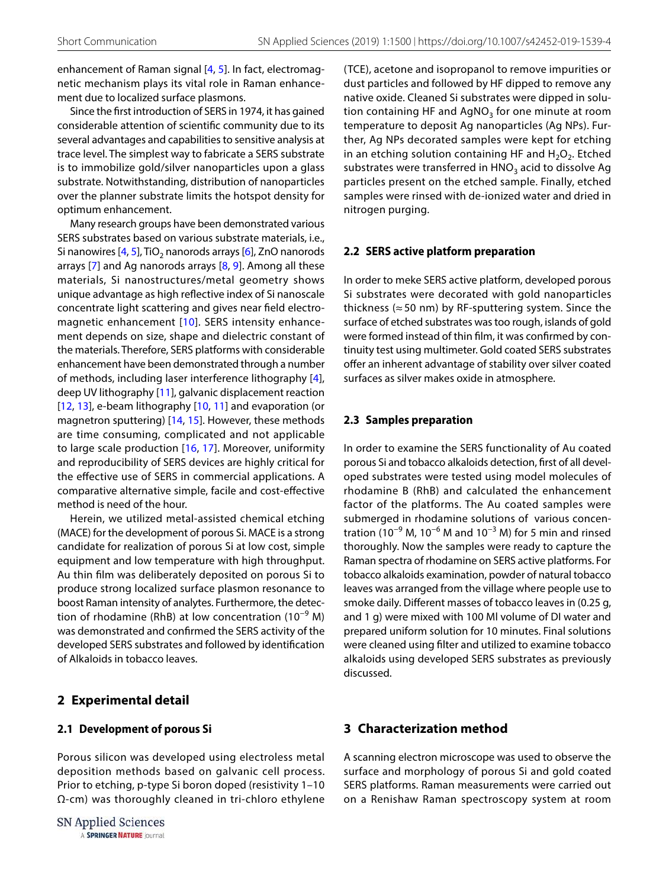enhancement of Raman signal [4, 5]. In fact, electromagnetic mechanism plays its vital role in Raman enhancement due to localized surface plasmons.

Since the first introduction of SERS in 1974, it has gained considerable attention of scientific community due to its several advantages and capabilities to sensitive analysis at trace level. The simplest way to fabricate a SERS substrate is to immobilize gold/silver nanoparticles upon a glass substrate. Notwithstanding, distribution of nanoparticles over the planner substrate limits the hotspot density for optimum enhancement.

Many research groups have been demonstrated various SERS substrates based on various substrate materials, i.e., Si nanowires [4, 5], $TiO_2$ nanorods arrays [6], ZnO nanorods arrays [7] and Ag nanorods arrays [8, 9]. Among all these materials, Si nanostructures/metal geometry shows unique advantage as high reflective index of Si nanoscale concentrate light scattering and gives near field electromagnetic enhancement [10]. SERS intensity enhancement depends on size, shape and dielectric constant of the materials. Therefore, SERS platforms with considerable enhancement have been demonstrated through a number of methods, including laser interference lithography [4], deep UV lithography [11], galvanic displacement reaction [12, 13], e-beam lithography [10, 11] and evaporation (or magnetron sputtering) [14, 15]. However, these methods are time consuming, complicated and not applicable to large scale production [16, 17]. Moreover, uniformity and reproducibility of SERS devices are highly critical for the effective use of SERS in commercial applications. A comparative alternative simple, facile and cost-effective method is need of the hour.

Herein, we utilized metal-assisted chemical etching (MACE) for the development of porous Si. MACE is a strong candidate for realization of porous Si at low cost, simple equipment and low temperature with high throughput. Au thin film was deliberately deposited on porous Si to produce strong localized surface plasmon resonance to boost Raman intensity of analytes. Furthermore, the detection of rhodamine (RhB) at low concentration ($10^{-9}$ M) was demonstrated and confirmed the SERS activity of the developed SERS substrates and followed by identification of Alkaloids in tobacco leaves.

## 2 Experimental detail

### 2.1 Development of porous Si

Porous silicon was developed using electroless metal deposition methods based on galvanic cell process. Prior to etching, p-type Si boron doped (resistivity 1–10 Ω-cm) was thoroughly cleaned in tri-chloro ethylene (TCE), acetone and isopropanol to remove impurities or dust particles and followed by HF dipped to remove any native oxide. Cleaned Si substrates were dipped in solution containing HF and $AgNO_3$ for one minute at room temperature to deposit Ag nanoparticles (Ag NPs). Further, Ag NPs decorated samples were kept for etching in an etching solution containing HF and $H_2O_2$. Etched substrates were transferred in $HNO_3$ acid to dissolve Ag particles present on the etched sample. Finally, etched samples were rinsed with de-ionized water and dried in nitrogen purging.

### 2.2 SERS active platform preparation

In order to meke SERS active platform, developed porous Si substrates were decorated with gold nanoparticles thickness (≈ 50 nm) by RF-sputtering system. Since the surface of etched substrates was too rough, islands of gold were formed instead of thin film, it was confirmed by continuity test using multimeter. Gold coated SERS substrates offer an inherent advantage of stability over silver coated surfaces as silver makes oxide in atmosphere.

### 2.3 Samples preparation

In order to examine the SERS functionality of Au coated porous Si and tobacco alkaloids detection, first of all developed substrates were tested using model molecules of rhodamine B (RhB) and calculated the enhancement factor of the platforms. The Au coated samples were submerged in rhodamine solutions of various concentration ($10^{-9}$ M, $10^{-6}$ M and $10^{-3}$ M) for 5 min and rinsed thoroughly. Now the samples were ready to capture the Raman spectra of rhodamine on SERS active platforms. For tobacco alkaloids examination, powder of natural tobacco leaves was arranged from the village where people use to smoke daily. Different masses of tobacco leaves in (0.25 g, and 1 g) were mixed with 100 Ml volume of DI water and prepared uniform solution for 10 minutes. Final solutions were cleaned using filter and utilized to examine tobacco alkaloids using developed SERS substrates as previously discussed.

## 3 Characterization method

A scanning electron microscope was used to observe the surface and morphology of porous Si and gold coated SERS platforms. Raman measurements were carried out on a Renishaw Raman spectroscopy system at room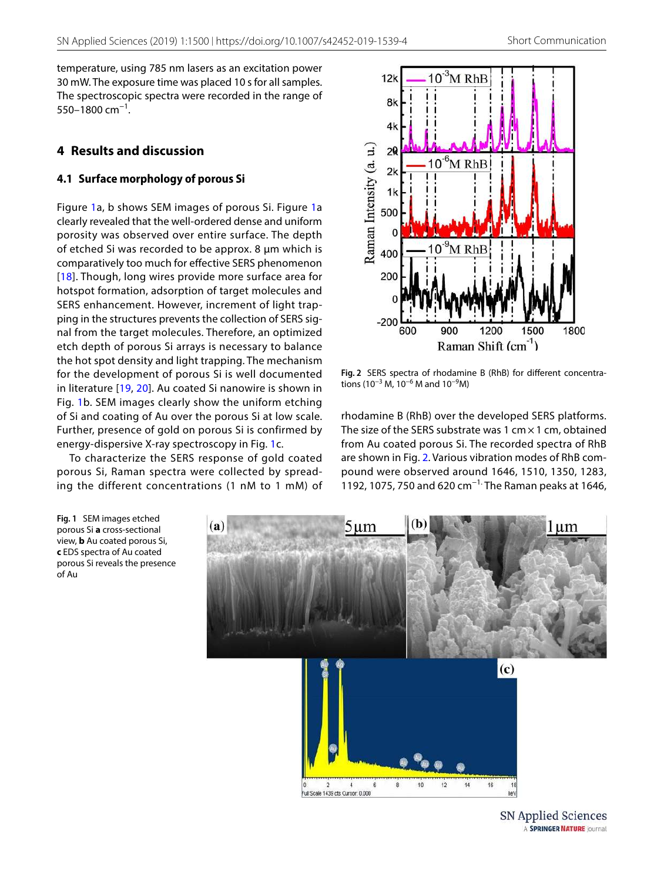temperature, using 785 nm lasers as an excitation power 30 mW. The exposure time was placed 10 s for all samples. The spectroscopic spectra were recorded in the range of 550–1800 $cm^{-1}$.

## 4 Results and discussion

### 4.1 Surface morphology of porous Si

Figure 1a, b shows SEM images of porous Si. Figure 1a clearly revealed that the well-ordered dense and uniform porosity was observed over entire surface. The depth of etched Si was recorded to be approx. 8 µm which is comparatively too much for effective SERS phenomenon [18]. Though, long wires provide more surface area for hotspot formation, adsorption of target molecules and SERS enhancement. However, increment of light trapping in the structures prevents the collection of SERS signal from the target molecules. Therefore, an optimized etch depth of porous Si arrays is necessary to balance the hot spot density and light trapping. The mechanism for the development of porous Si is well documented in literature [19, 20]. Au coated Si nanowire is shown in Fig. 1b. SEM images clearly show the uniform etching of Si and coating of Au over the porous Si at low scale. Further, presence of gold on porous Si is confirmed by energy-dispersive X-ray spectroscopy in Fig. 1c.

To characterize the SERS response of gold coated porous Si, Raman spectra were collected by spreading the different concentrations (1 nM to 1 mM) of rhodamine B (RhB) over the developed SERS platforms. The size of the SERS substrate was 1 cm × 1 cm, obtained from Au coated porous Si. The recorded spectra of RhB are shown in Fig. 2. Various vibration modes of RhB compound were observed around 1646, 1510, 1350, 1283, 1192, 1075, 750 and 620 $cm^{-1}$. The Raman peaks at 1646,

Fig. 2 SERS spectra of rhodamine B (RhB) for different concentrations ($10^{-3}$ M, $10^{-6}$ M and $10^{-9}$M)

Fig. 1 SEM images etched porous Si **a** cross-sectional view, **b** Au coated porous Si, **c** EDS spectra of Au coated porous Si reveals the presence of Au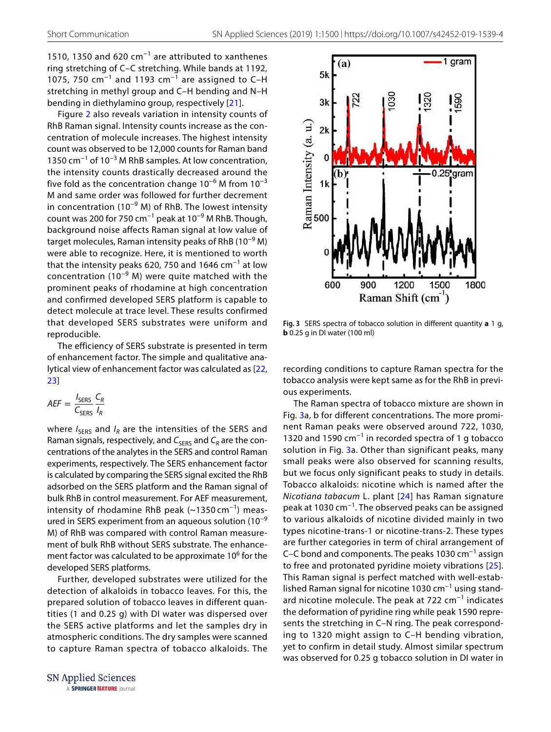1510, 1350 and 620 cm$^{-1}$ are attributed to xanthenes ring stretching of C–C stretching. While bands at 1192, 1075, 750 cm$^{-1}$ and 1193 cm$^{-1}$ are assigned to C–H stretching in methyl group and C–H bending and N–H bending in diethylamino group, respectively [21].

Figure 2 also reveals variation in intensity counts of RhB Raman signal. Intensity counts increase as the concentration of molecule increases. The highest intensity count was observed to be 12,000 counts for Raman band 1350 cm$^{-1}$ of 10$^{-3}$ M RhB samples. At low concentration, the intensity counts drastically decreased around the five fold as the concentration change 10$^{-6}$ M from 10$^{-3}$ M and same order was followed for further decrement in concentration (10$^{-9}$ M) of RhB. The lowest intensity count was 200 for 750 cm$^{-1}$ peak at 10$^{-9}$ M RhB. Though, background noise affects Raman signal at low value of target molecules, Raman intensity peaks of RhB (10$^{-9}$ M) were able to recognize. Here, it is mentioned to worth that the intensity peaks 620, 750 and 1646 cm$^{-1}$ at low concentration (10$^{-9}$ M) were quite matched with the prominent peaks of rhodamine at high concentration and confirmed developed SERS platform is capable to detect molecule at trace level. These results confirmed that developed SERS substrates were uniform and reproducible.

The efficiency of SERS substrate is presented in term of enhancement factor. The simple and qualitative analytical view of enhancement factor was calculated as [22, 23]

$$AEF = \frac{I_{\text{SERS}}}{C_{\text{SERS}}} \frac{C_R}{I_R}$$

where $I_{\text{SERS}}$ and $I_R$ are the intensities of the SERS and Raman signals, respectively, and $C_{\text{SERS}}$ and $C_R$ are the concentrations of the analytes in the SERS and control Raman experiments, respectively. The SERS enhancement factor is calculated by comparing the SERS signal excited the RhB adsorbed on the SERS platform and the Raman signal of bulk RhB in control measurement. For AEF measurement, intensity of rhodamine RhB peak (~1350 cm$^{-1}$) measured in SERS experiment from an aqueous solution (10$^{-9}$ M) of RhB was compared with control Raman measurement of bulk RhB without SERS substrate. The enhancement factor was calculated to be approximate 10$^{6}$ for the developed SERS platforms.

Further, developed substrates were utilized for the detection of alkaloids in tobacco leaves. For this, the prepared solution of tobacco leaves in different quantities (1 and 0.25 g) with DI water was dispersed over the SERS active platforms and let the samples dry in atmospheric conditions. The dry samples were scanned to capture Raman spectra of tobacco alkaloids. The recording conditions to capture Raman spectra for the tobacco analysis were kept same as for the RhB in previous experiments.

**Fig. 3** SERS spectra of tobacco solution in different quantity **a** 1 g, **b** 0.25 g in DI water (100 ml)

The Raman spectra of tobacco mixture are shown in Fig. 3a, b for different concentrations. The more prominent Raman peaks were observed around 722, 1030, 1320 and 1590 cm$^{-1}$ in recorded spectra of 1 g tobacco solution in Fig. 3a. Other than significant peaks, many small peaks were also observed for scanning results, but we focus only significant peaks to study in details. Tobacco alkaloids: nicotine which is named after the *Nicotiana tabacum* L. plant [24] has Raman signature peak at 1030 cm$^{-1}$. The observed peaks can be assigned to various alkaloids of nicotine divided mainly in two types nicotine-trans-1 or nicotine-trans-2. These types are further categories in term of chiral arrangement of C–C bond and components. The peaks 1030 cm$^{-1}$ assign to free and protonated pyridine moiety vibrations [25]. This Raman signal is perfect matched with well-established Raman signal for nicotine 1030 cm$^{-1}$ using standard nicotine molecule. The peak at 722 cm$^{-1}$ indicates the deformation of pyridine ring while peak 1590 represents the stretching in C–N ring. The peak corresponding to 1320 might assign to C–H bending vibration, yet to confirm in detail study. Almost similar spectrum was observed for 0.25 g tobacco solution in DI water in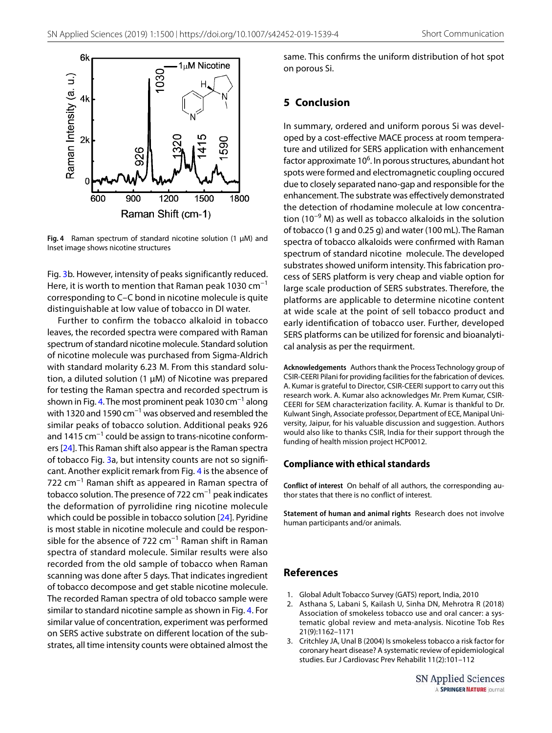Fig. 4 Raman spectrum of standard nicotine solution (1 μM) and Inset image shows nicotine structures

Fig. 3b. However, intensity of peaks significantly reduced. Here, it is worth to mention that Raman peak 1030 $cm^{-1}$ corresponding to C–C bond in nicotine molecule is quite distinguishable at low value of tobacco in DI water.

Further to confirm the tobacco alkaloid in tobacco leaves, the recorded spectra were compared with Raman spectrum of standard nicotine molecule. Standard solution of nicotine molecule was purchased from Sigma-Aldrich with standard molarity 6.23 M. From this standard solution, a diluted solution (1 μM) of Nicotine was prepared for testing the Raman spectra and recorded spectrum is shown in Fig. 4. The most prominent peak 1030 $cm^{-1}$ along with 1320 and 1590 $cm^{-1}$ was observed and resembled the similar peaks of tobacco solution. Additional peaks 926 and 1415 $cm^{-1}$ could be assign to trans-nicotine conformers [24]. This Raman shift also appear is the Raman spectra of tobacco Fig. 3a, but intensity counts are not so significant. Another explicit remark from Fig. 4 is the absence of 722 $cm^{-1}$ Raman shift as appeared in Raman spectra of tobacco solution. The presence of 722 $cm^{-1}$ peak indicates the deformation of pyrrolidine ring nicotine molecule which could be possible in tobacco solution [24]. Pyridine is most stable in nicotine molecule and could be responsible for the absence of 722 $cm^{-1}$ Raman shift in Raman spectra of standard molecule. Similar results were also recorded from the old sample of tobacco when Raman scanning was done after 5 days. That indicates ingredient of tobacco decompose and get stable nicotine molecule. The recorded Raman spectra of old tobacco sample were similar to standard nicotine sample as shown in Fig. 4. For similar value of concentration, experiment was performed on SERS active substrate on different location of the substrates, all time intensity counts were obtained almost the same. This confirms the uniform distribution of hot spot on porous Si.

## 5 Conclusion

In summary, ordered and uniform porous Si was developed by a cost-effective MACE process at room temperature and utilized for SERS application with enhancement factor approximate $10^6$. In porous structures, abundant hot spots were formed and electromagnetic coupling occured due to closely separated nano-gap and responsible for the enhancement. The substrate was effectively demonstrated the detection of rhodamine molecule at low concentration ($10^{-9}$ M) as well as tobacco alkaloids in the solution of tobacco (1 g and 0.25 g) and water (100 mL). The Raman spectra of tobacco alkaloids were confirmed with Raman spectrum of standard nicotine molecule. The developed substrates showed uniform intensity. This fabrication process of SERS platform is very cheap and viable option for large scale production of SERS substrates. Therefore, the platforms are applicable to determine nicotine content at wide scale at the point of sell tobacco product and early identification of tobacco user. Further, developed SERS platforms can be utilized for forensic and bioanalytical analysis as per the requirment.

**Acknowledgements** Authors thank the Process Technology group of CSIR-CEERI Pilani for providing facilities for the fabrication of devices. A. Kumar is grateful to Director, CSIR-CEERI support to carry out this research work. A. Kumar also acknowledges Mr. Prem Kumar, CSIR-CEERI for SEM characterization facility. A. Kumar is thankful to Dr. Kulwant Singh, Associate professor, Department of ECE, Manipal University, Jaipur, for his valuable discussion and suggestion. Authors would also like to thanks CSIR, India for their support through the funding of health mission project HCP0012.

### Compliance with ethical standards

**Conflict of interest** On behalf of all authors, the corresponding author states that there is no conflict of interest.

**Statement of human and animal rights** Research does not involve human participants and/or animals.

## References

1. Global Adult Tobacco Survey (GATS) report, India, 2010
2. Asthana S, Labani S, Kailash U, Sinha DN, Mehrotra R (2018) Association of smokeless tobacco use and oral cancer: a systematic global review and meta-analysis. Nicotine Tob Res 21(9):1162–1171
3. Critchley JA, Unal B (2004) Is smokeless tobacco a risk factor for coronary heart disease? A systematic review of epidemiological studies. Eur J Cardiovasc Prev Rehabilit 11(2):101–112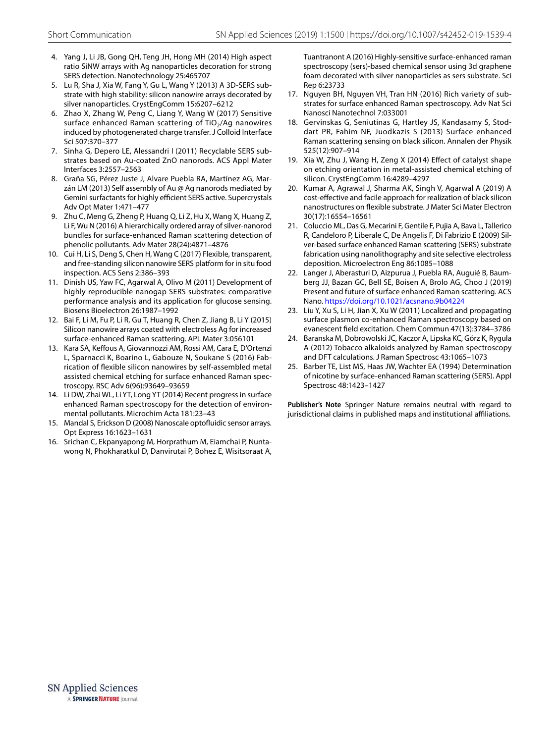4. Yang J, Li JB, Gong QH, Teng JH, Hong MH (2014) High aspect ratio SiNW arrays with Ag nanoparticles decoration for strong SERS detection. Nanotechnology 25:465707
5. Lu R, Sha J, Xia W, Fang Y, Gu L, Wang Y (2013) A 3D-SERS substrate with high stability: silicon nanowire arrays decorated by silver nanoparticles. CrystEngComm 15:6207–6212
6. Zhao X, Zhang W, Peng C, Liang Y, Wang W (2017) Sensitive surface enhanced Raman scattering of $TiO_2$/Ag nanowires induced by photogenerated charge transfer. J Colloid Interface Sci 507:370–377
7. Sinha G, Depero LE, Alessandri I (2011) Recyclable SERS substrates based on Au-coated ZnO nanorods. ACS Appl Mater Interfaces 3:2557–2563
8. Graña SG, Pérez Juste J, Alvare Puebla RA, Martínez AG, Marzán LM (2013) Self assembly of Au @ Ag nanorods mediated by Gemini surfactants for highly efficient SERS active. Supercrystals Adv Opt Mater 1:471–477
9. Zhu C, Meng G, Zheng P, Huang Q, Li Z, Hu X, Wang X, Huang Z, Li F, Wu N (2016) A hierarchically ordered array of silver-nanorod bundles for surface-enhanced Raman scattering detection of phenolic pollutants. Adv Mater 28(24):4871–4876
10. Cui H, Li S, Deng S, Chen H, Wang C (2017) Flexible, transparent, and free-standing silicon nanowire SERS platform for in situ food inspection. ACS Sens 2:386–393
11. Dinish US, Yaw FC, Agarwal A, Olivo M (2011) Development of highly reproducible nanogap SERS substrates: comparative performance analysis and its application for glucose sensing. Biosens Bioelectron 26:1987–1992
12. Bai F, Li M, Fu P, Li R, Gu T, Huang R, Chen Z, Jiang B, Li Y (2015) Silicon nanowire arrays coated with electroless Ag for increased surface-enhanced Raman scattering. APL Mater 3:056101
13. Kara SA, Keffous A, Giovannozzi AM, Rossi AM, Cara E, D'Ortenzi L, Sparnacci K, Boarino L, Gabouze N, Soukane S (2016) Fabrication of flexible silicon nanowires by self-assembled metal assisted chemical etching for surface enhanced Raman spectroscopy. RSC Adv 6(96):93649–93659
14. Li DW, Zhai WL, Li YT, Long YT (2014) Recent progress in surface enhanced Raman spectroscopy for the detection of environmental pollutants. Microchim Acta 181:23–43
15. Mandal S, Erickson D (2008) Nanoscale optofluidic sensor arrays. Opt Express 16:1623–1631
16. Srichan C, Ekpanyapong M, Horprathum M, Eiamchai P, Nuntawong N, Phokharatkul D, Danvirutai P, Bohez E, Wisitsoraat A, Tuantranont A (2016) Highly-sensitive surface-enhanced raman spectroscopy (sers)-based chemical sensor using 3d graphene foam decorated with silver nanoparticles as sers substrate. Sci Rep 6:23733
17. Nguyen BH, Nguyen VH, Tran HN (2016) Rich variety of substrates for surface enhanced Raman spectroscopy. Adv Nat Sci Nanosci Nanotechnol 7:033001
18. Gervinskas G, Seniutinas G, Hartley JS, Kandasamy S, Stoddart PR, Fahim NF, Juodkazis S (2013) Surface enhanced Raman scattering sensing on black silicon. Annalen der Physik 525(12):907–914
19. Xia W, Zhu J, Wang H, Zeng X (2014) Effect of catalyst shape on etching orientation in metal-assisted chemical etching of silicon. CrystEngComm 16:4289–4297
20. Kumar A, Agrawal J, Sharma AK, Singh V, Agarwal A (2019) A cost-effective and facile approach for realization of black silicon nanostructures on flexible substrate. J Mater Sci Mater Electron 30(17):16554–16561
21. Coluccio ML, Das G, Mecarini F, Gentile F, Pujia A, Bava L, Tallerico R, Candeloro P, Liberale C, De Angelis F, Di Fabrizio E (2009) Silver-based surface enhanced Raman scattering (SERS) substrate fabrication using nanolithography and site selective electroless deposition. Microelectron Eng 86:1085–1088
22. Langer J, Aberasturi D, Aizpurua J, Puebla RA, Auguié B, Baumberg JJ, Bazan GC, Bell SE, Boisen A, Brolo AG, Choo J (2019) Present and future of surface enhanced Raman scattering. ACS Nano. https://doi.org/10.1021/acsnano.9b04224
23. Liu Y, Xu S, Li H, Jian X, Xu W (2011) Localized and propagating surface plasmon co-enhanced Raman spectroscopy based on evanescent field excitation. Chem Commun 47(13):3784–3786
24. Baranska M, Dobrowolski JC, Kaczor A, Lipska KC, Górz K, Rygula A (2012) Tobacco alkaloids analyzed by Raman spectroscopy and DFT calculations. J Raman Spectrosc 43:1065–1073
25. Barber TE, List MS, Haas JW, Wachter EA (1994) Determination of nicotine by surface-enhanced Raman scattering (SERS). Appl Spectrosc 48:1423–1427

**Publisher's Note** Springer Nature remains neutral with regard to jurisdictional claims in published maps and institutional affiliations.